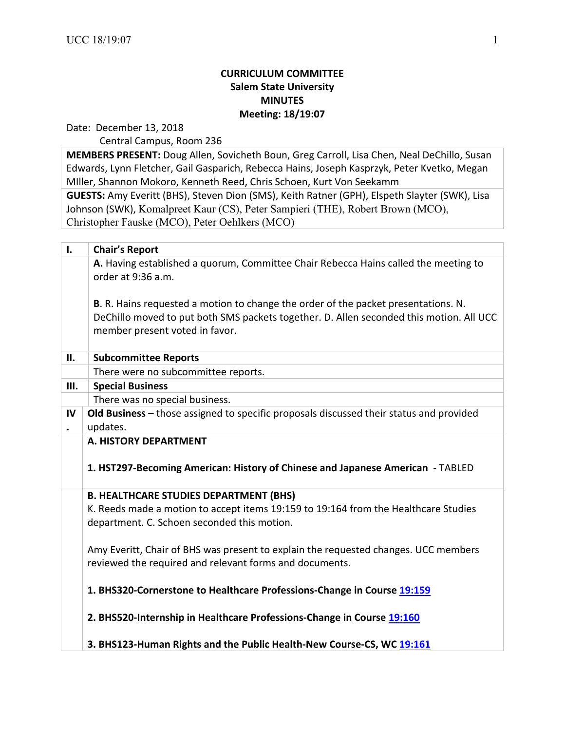# CURRICULUM COMMITTEE
## Salem State University
## MINUTES
## Meeting: 18/19:07

Date: December 13, 2018
Central Campus, Room 236

**MEMBERS PRESENT:** Doug Allen, Sovicheth Boun, Greg Carroll, Lisa Chen, Neal DeChillo, Susan Edwards, Lynn Fletcher, Gail Gasparich, Rebecca Hains, Joseph Kasprzyk, Peter Kvetko, Megan MIller, Shannon Mokoro, Kenneth Reed, Chris Schoen, Kurt Von Seekamm

**GUESTS:** Amy Everitt (BHS), Steven Dion (SMS), Keith Ratner (GPH), Elspeth Slayter (SWK), Lisa Johnson (SWK), Komalpreet Kaur (CS), Peter Sampieri (THE), Robert Brown (MCO), Christopher Fauske (MCO), Peter Oehlkers (MCO)

## I. Chair's Report

**A.** Having established a quorum, Committee Chair Rebecca Hains called the meeting to order at 9:36 a.m.

**B**. R. Hains requested a motion to change the order of the packet presentations. N. DeChillo moved to put both SMS packets together. D. Allen seconded this motion. All UCC member present voted in favor.

## II. Subcommittee Reports

There were no subcommittee reports.

## III. Special Business

There was no special business.

## IV. Old Business – those assigned to specific proposals discussed their status and provided updates.

**A. HISTORY DEPARTMENT**

**1. HST297-Becoming American: History of Chinese and Japanese American** - TABLED

**B. HEALTHCARE STUDIES DEPARTMENT (BHS)**

K. Reeds made a motion to accept items 19:159 to 19:164 from the Healthcare Studies department. C. Schoen seconded this motion.

Amy Everitt, Chair of BHS was present to explain the requested changes. UCC members reviewed the required and relevant forms and documents.

**1. BHS320-Cornerstone to Healthcare Professions-Change in Course 19:159**

**2. BHS520-Internship in Healthcare Professions-Change in Course 19:160**

**3. BHS123-Human Rights and the Public Health-New Course-CS, WC 19:161**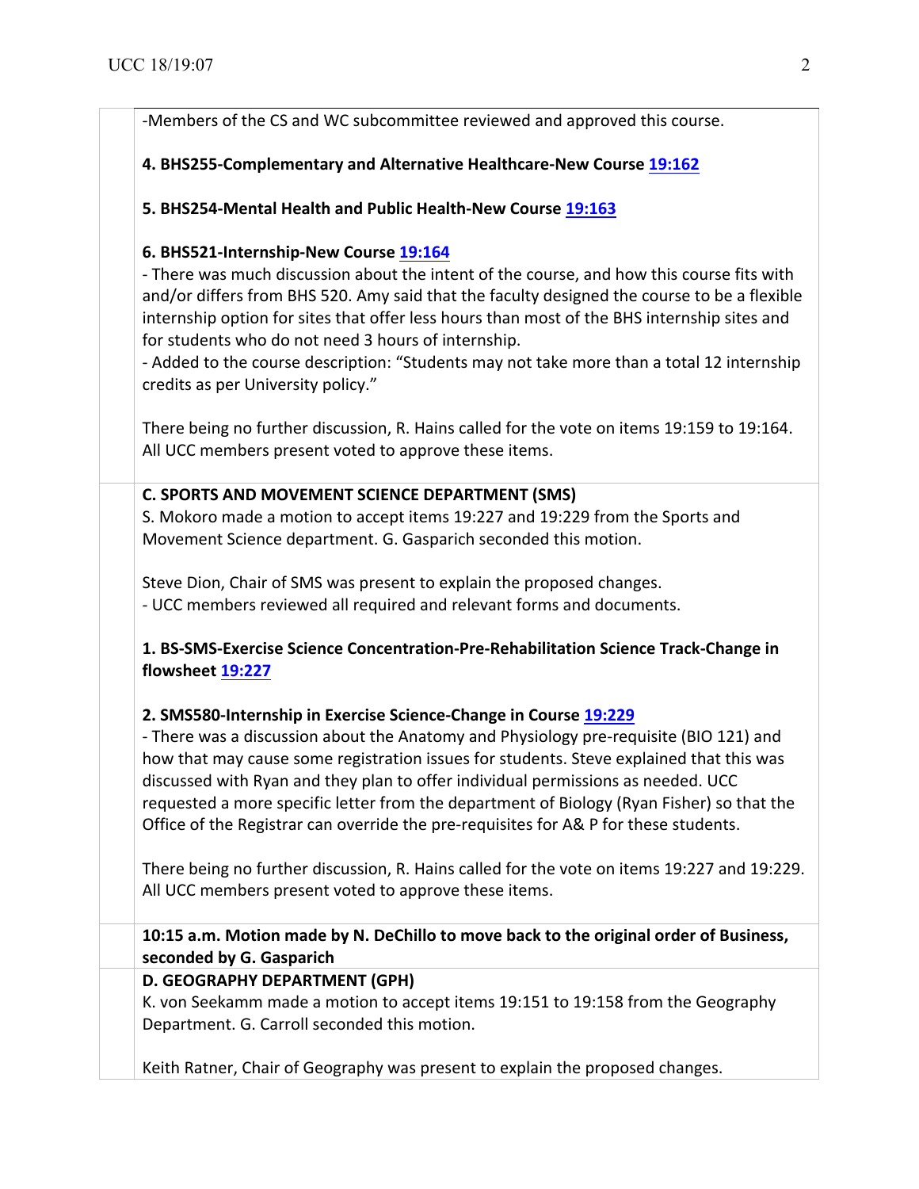-Members of the CS and WC subcommittee reviewed and approved this course.

**4. BHS255-Complementary and Alternative Healthcare-New Course 19:162**

**5. BHS254-Mental Health and Public Health-New Course 19:163**

**6. BHS521-Internship-New Course 19:164**

- There was much discussion about the intent of the course, and how this course fits with and/or differs from BHS 520. Amy said that the faculty designed the course to be a flexible internship option for sites that offer less hours than most of the BHS internship sites and for students who do not need 3 hours of internship.
- Added to the course description: "Students may not take more than a total 12 internship credits as per University policy."

There being no further discussion, R. Hains called for the vote on items 19:159 to 19:164. All UCC members present voted to approve these items.

**C. SPORTS AND MOVEMENT SCIENCE DEPARTMENT (SMS)**

S. Mokoro made a motion to accept items 19:227 and 19:229 from the Sports and Movement Science department. G. Gasparich seconded this motion.

Steve Dion, Chair of SMS was present to explain the proposed changes.
- UCC members reviewed all required and relevant forms and documents.

**1. BS-SMS-Exercise Science Concentration-Pre-Rehabilitation Science Track-Change in flowsheet 19:227**

**2. SMS580-Internship in Exercise Science-Change in Course 19:229**

- There was a discussion about the Anatomy and Physiology pre-requisite (BIO 121) and how that may cause some registration issues for students. Steve explained that this was discussed with Ryan and they plan to offer individual permissions as needed. UCC requested a more specific letter from the department of Biology (Ryan Fisher) so that the Office of the Registrar can override the pre-requisites for A& P for these students.

There being no further discussion, R. Hains called for the vote on items 19:227 and 19:229. All UCC members present voted to approve these items.

**10:15 a.m. Motion made by N. DeChillo to move back to the original order of Business, seconded by G. Gasparich**

**D. GEOGRAPHY DEPARTMENT (GPH)**

K. von Seekamm made a motion to accept items 19:151 to 19:158 from the Geography Department. G. Carroll seconded this motion.

Keith Ratner, Chair of Geography was present to explain the proposed changes.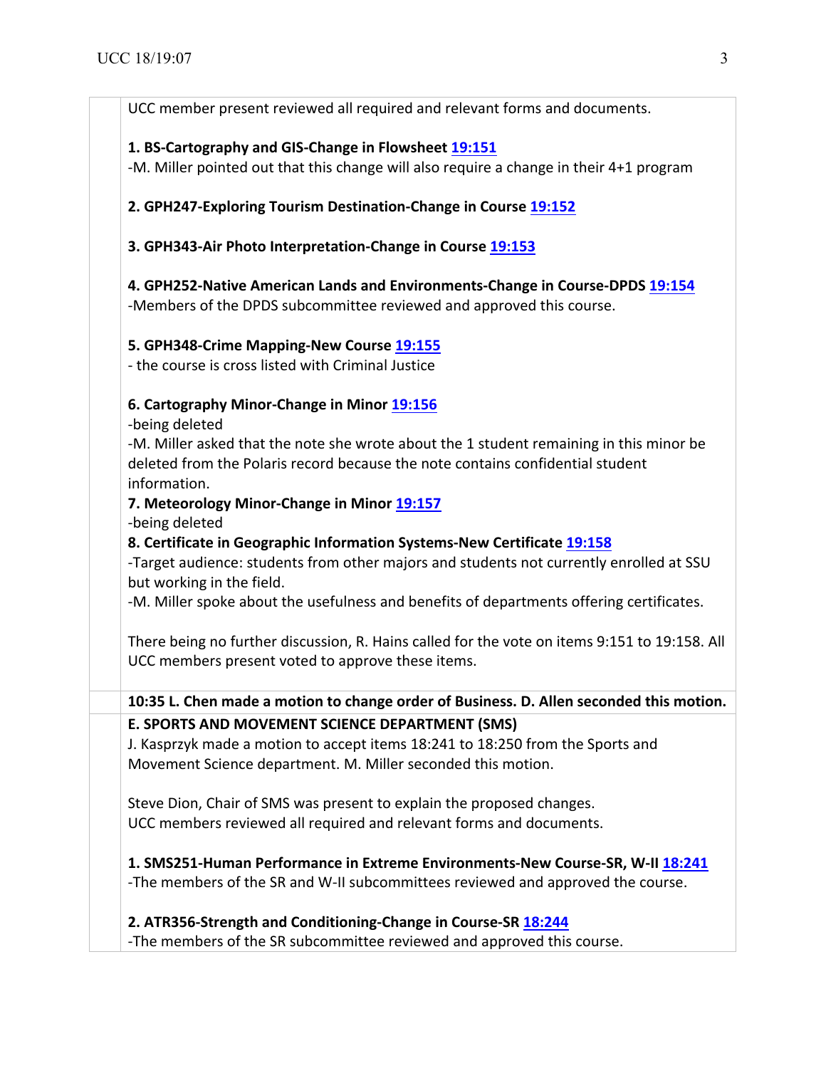UCC member present reviewed all required and relevant forms and documents.

**1. BS-Cartography and GIS-Change in Flowsheet 19:151**
-M. Miller pointed out that this change will also require a change in their 4+1 program

**2. GPH247-Exploring Tourism Destination-Change in Course 19:152**

**3. GPH343-Air Photo Interpretation-Change in Course 19:153**

**4. GPH252-Native American Lands and Environments-Change in Course-DPDS 19:154**
-Members of the DPDS subcommittee reviewed and approved this course.

**5. GPH348-Crime Mapping-New Course 19:155**
- the course is cross listed with Criminal Justice

**6. Cartography Minor-Change in Minor 19:156**
-being deleted
-M. Miller asked that the note she wrote about the 1 student remaining in this minor be deleted from the Polaris record because the note contains confidential student information.

**7. Meteorology Minor-Change in Minor 19:157**
-being deleted

**8. Certificate in Geographic Information Systems-New Certificate 19:158**
-Target audience: students from other majors and students not currently enrolled at SSU but working in the field.
-M. Miller spoke about the usefulness and benefits of departments offering certificates.

There being no further discussion, R. Hains called for the vote on items 9:151 to 19:158. All UCC members present voted to approve these items.

**10:35 L. Chen made a motion to change order of Business. D. Allen seconded this motion.**

**E. SPORTS AND MOVEMENT SCIENCE DEPARTMENT (SMS)**
J. Kasprzyk made a motion to accept items 18:241 to 18:250 from the Sports and Movement Science department. M. Miller seconded this motion.

Steve Dion, Chair of SMS was present to explain the proposed changes.
UCC members reviewed all required and relevant forms and documents.

**1. SMS251-Human Performance in Extreme Environments-New Course-SR, W-II 18:241**
-The members of the SR and W-II subcommittees reviewed and approved the course.

**2. ATR356-Strength and Conditioning-Change in Course-SR 18:244**
-The members of the SR subcommittee reviewed and approved this course.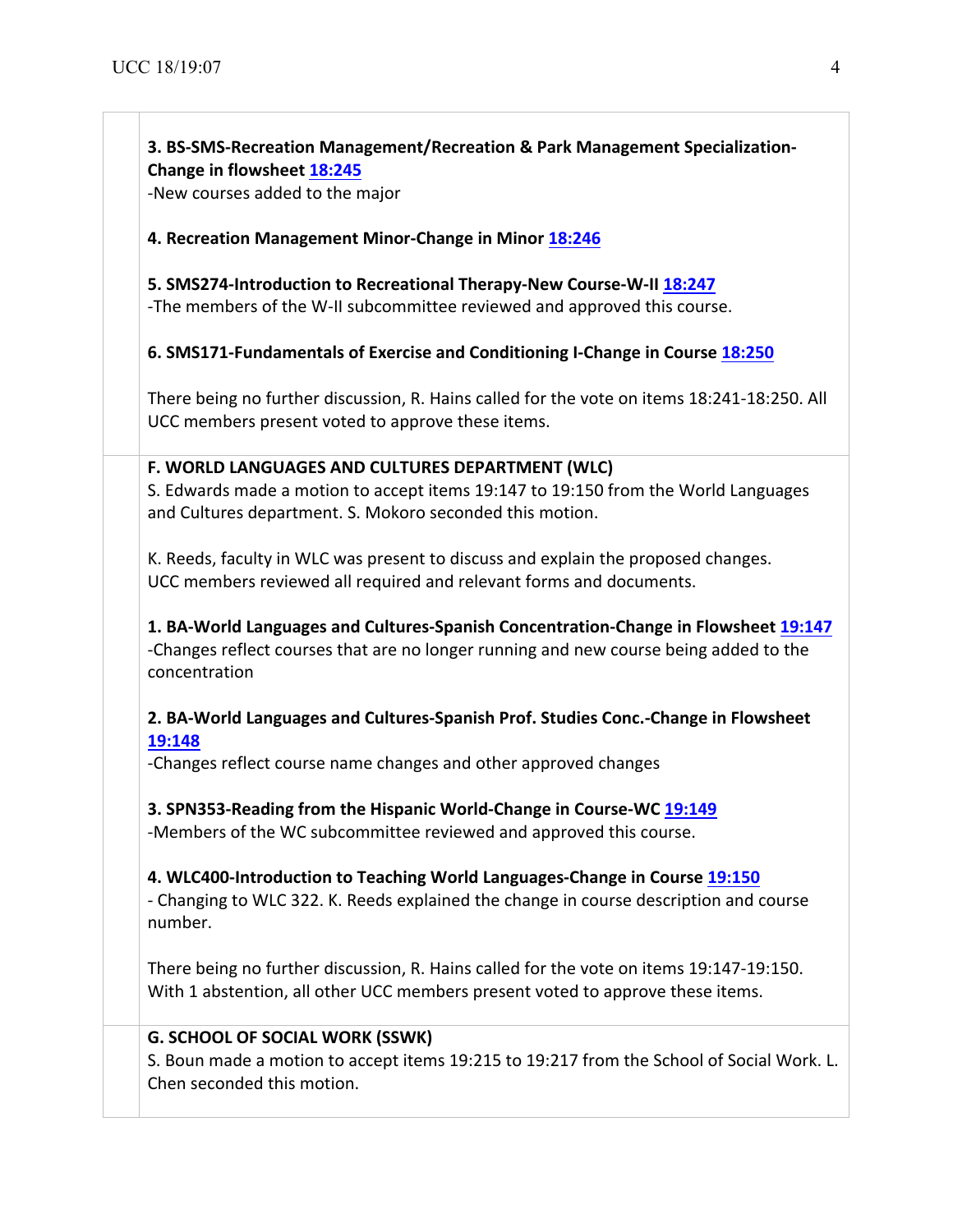**3. BS-SMS-Recreation Management/Recreation & Park Management Specialization-Change in flowsheet 18:245**
-New courses added to the major

**4. Recreation Management Minor-Change in Minor 18:246**

**5. SMS274-Introduction to Recreational Therapy-New Course-W-II 18:247**
-The members of the W-II subcommittee reviewed and approved this course.

**6. SMS171-Fundamentals of Exercise and Conditioning I-Change in Course 18:250**

There being no further discussion, R. Hains called for the vote on items 18:241-18:250. All UCC members present voted to approve these items.

**F. WORLD LANGUAGES AND CULTURES DEPARTMENT (WLC)**
S. Edwards made a motion to accept items 19:147 to 19:150 from the World Languages and Cultures department. S. Mokoro seconded this motion.

K. Reeds, faculty in WLC was present to discuss and explain the proposed changes. UCC members reviewed all required and relevant forms and documents.

**1. BA-World Languages and Cultures-Spanish Concentration-Change in Flowsheet 19:147**
-Changes reflect courses that are no longer running and new course being added to the concentration

**2. BA-World Languages and Cultures-Spanish Prof. Studies Conc.-Change in Flowsheet 19:148**
-Changes reflect course name changes and other approved changes

**3. SPN353-Reading from the Hispanic World-Change in Course-WC 19:149**
-Members of the WC subcommittee reviewed and approved this course.

**4. WLC400-Introduction to Teaching World Languages-Change in Course 19:150**
- Changing to WLC 322. K. Reeds explained the change in course description and course number.

There being no further discussion, R. Hains called for the vote on items 19:147-19:150. With 1 abstention, all other UCC members present voted to approve these items.

**G. SCHOOL OF SOCIAL WORK (SSWK)**
S. Boun made a motion to accept items 19:215 to 19:217 from the School of Social Work. L. Chen seconded this motion.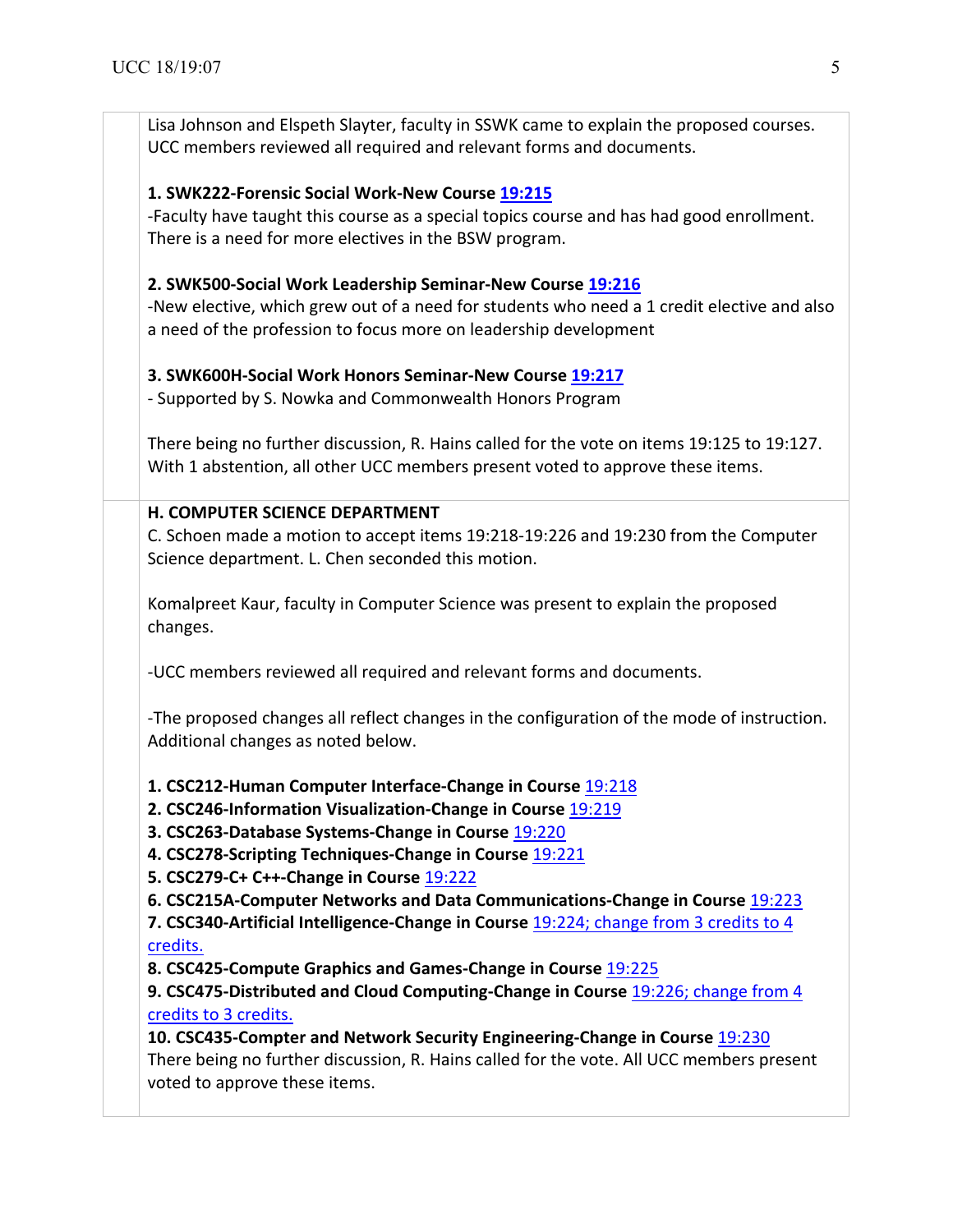Lisa Johnson and Elspeth Slayter, faculty in SSWK came to explain the proposed courses. UCC members reviewed all required and relevant forms and documents.

**1. SWK222-Forensic Social Work-New Course 19:215**
-Faculty have taught this course as a special topics course and has had good enrollment. There is a need for more electives in the BSW program.

**2. SWK500-Social Work Leadership Seminar-New Course 19:216**
-New elective, which grew out of a need for students who need a 1 credit elective and also a need of the profession to focus more on leadership development

**3. SWK600H-Social Work Honors Seminar-New Course 19:217**
- Supported by S. Nowka and Commonwealth Honors Program

There being no further discussion, R. Hains called for the vote on items 19:125 to 19:127. With 1 abstention, all other UCC members present voted to approve these items.

**H. COMPUTER SCIENCE DEPARTMENT**
C. Schoen made a motion to accept items 19:218-19:226 and 19:230 from the Computer Science department. L. Chen seconded this motion.

Komalpreet Kaur, faculty in Computer Science was present to explain the proposed changes.

-UCC members reviewed all required and relevant forms and documents.

-The proposed changes all reflect changes in the configuration of the mode of instruction. Additional changes as noted below.

**1. CSC212-Human Computer Interface-Change in Course** 19:218
**2. CSC246-Information Visualization-Change in Course** 19:219
**3. CSC263-Database Systems-Change in Course** 19:220
**4. CSC278-Scripting Techniques-Change in Course** 19:221
**5. CSC279-C+ C++-Change in Course** 19:222
**6. CSC215A-Computer Networks and Data Communications-Change in Course** 19:223
**7. CSC340-Artificial Intelligence-Change in Course** 19:224; change from 3 credits to 4 credits.
**8. CSC425-Compute Graphics and Games-Change in Course** 19:225
**9. CSC475-Distributed and Cloud Computing-Change in Course** 19:226; change from 4 credits to 3 credits.
**10. CSC435-Compter and Network Security Engineering-Change in Course** 19:230
There being no further discussion, R. Hains called for the vote. All UCC members present voted to approve these items.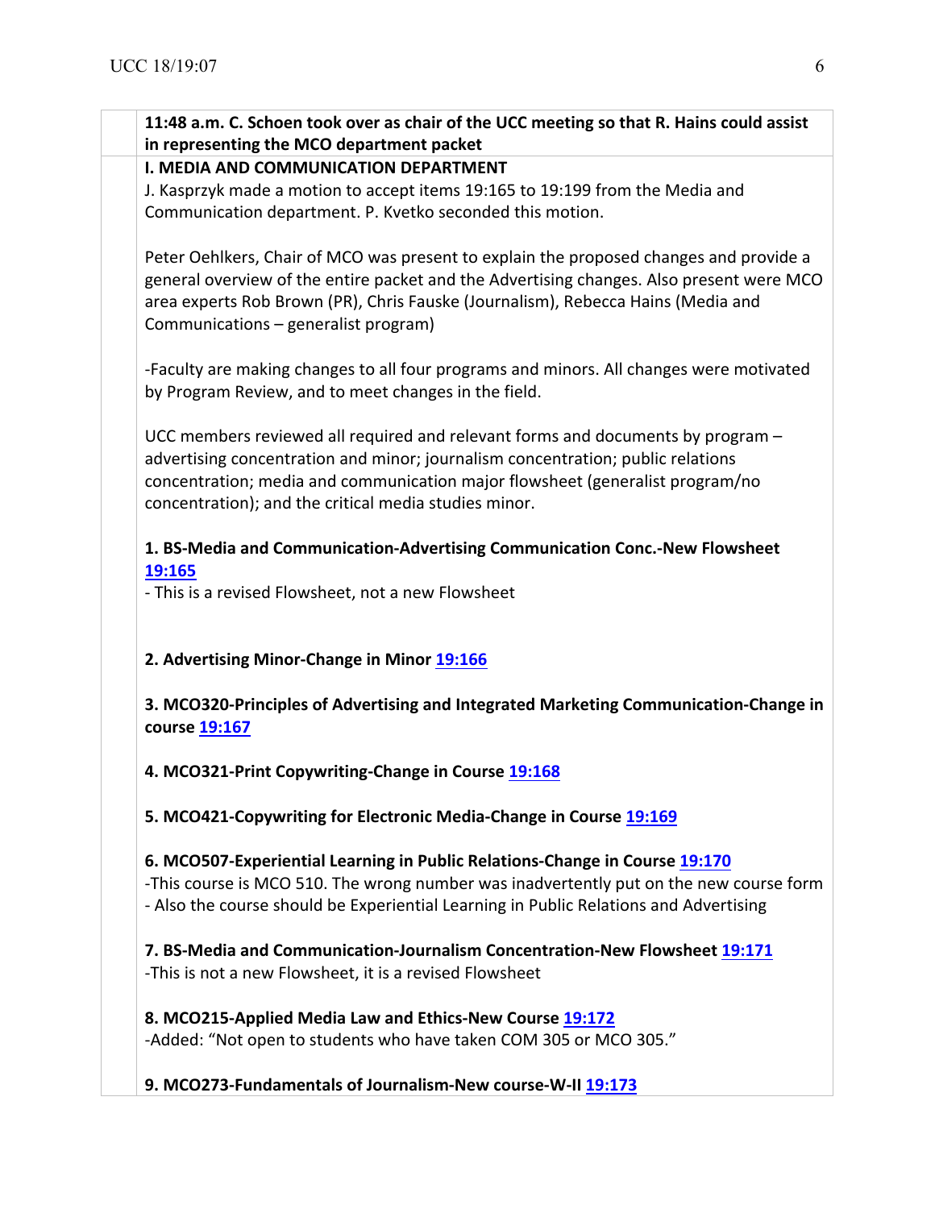**11:48 a.m. C. Schoen took over as chair of the UCC meeting so that R. Hains could assist in representing the MCO department packet**

**I. MEDIA AND COMMUNICATION DEPARTMENT**

J. Kasprzyk made a motion to accept items 19:165 to 19:199 from the Media and Communication department. P. Kvetko seconded this motion.

Peter Oehlkers, Chair of MCO was present to explain the proposed changes and provide a general overview of the entire packet and the Advertising changes. Also present were MCO area experts Rob Brown (PR), Chris Fauske (Journalism), Rebecca Hains (Media and Communications – generalist program)

-Faculty are making changes to all four programs and minors. All changes were motivated by Program Review, and to meet changes in the field.

UCC members reviewed all required and relevant forms and documents by program – advertising concentration and minor; journalism concentration; public relations concentration; media and communication major flowsheet (generalist program/no concentration); and the critical media studies minor.

**1. BS-Media and Communication-Advertising Communication Conc.-New Flowsheet 19:165**

- This is a revised Flowsheet, not a new Flowsheet

**2. Advertising Minor-Change in Minor 19:166**

**3. MCO320-Principles of Advertising and Integrated Marketing Communication-Change in course 19:167**

**4. MCO321-Print Copywriting-Change in Course 19:168**

**5. MCO421-Copywriting for Electronic Media-Change in Course 19:169**

**6. MCO507-Experiential Learning in Public Relations-Change in Course 19:170**

-This course is MCO 510. The wrong number was inadvertently put on the new course form

- Also the course should be Experiential Learning in Public Relations and Advertising

**7. BS-Media and Communication-Journalism Concentration-New Flowsheet 19:171**

-This is not a new Flowsheet, it is a revised Flowsheet

**8. MCO215-Applied Media Law and Ethics-New Course 19:172**

-Added: "Not open to students who have taken COM 305 or MCO 305."

**9. MCO273-Fundamentals of Journalism-New course-W-II 19:173**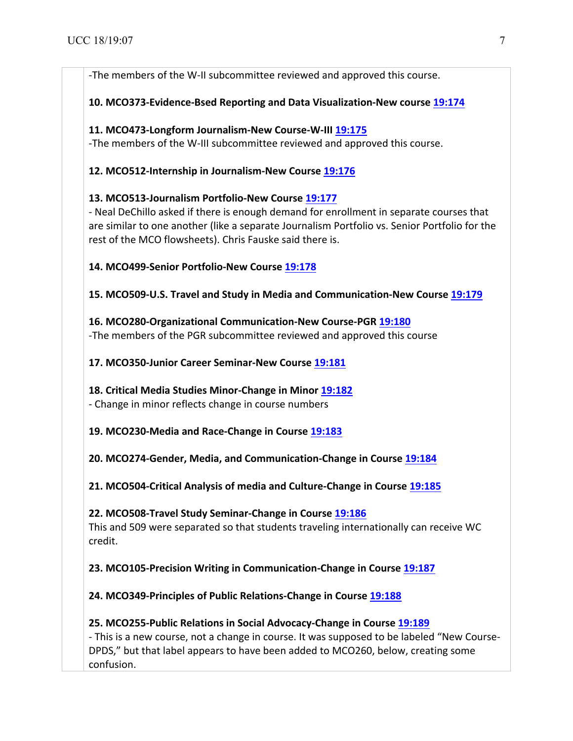-The members of the W-II subcommittee reviewed and approved this course.

**10. MCO373-Evidence-Bsed Reporting and Data Visualization-New course 19:174**

**11. MCO473-Longform Journalism-New Course-W-III 19:175**
-The members of the W-III subcommittee reviewed and approved this course.

**12. MCO512-Internship in Journalism-New Course 19:176**

**13. MCO513-Journalism Portfolio-New Course 19:177**
- Neal DeChillo asked if there is enough demand for enrollment in separate courses that are similar to one another (like a separate Journalism Portfolio vs. Senior Portfolio for the rest of the MCO flowsheets). Chris Fauske said there is.

**14. MCO499-Senior Portfolio-New Course 19:178**

**15. MCO509-U.S. Travel and Study in Media and Communication-New Course 19:179**

**16. MCO280-Organizational Communication-New Course-PGR 19:180**
-The members of the PGR subcommittee reviewed and approved this course

**17. MCO350-Junior Career Seminar-New Course 19:181**

**18. Critical Media Studies Minor-Change in Minor 19:182**
- Change in minor reflects change in course numbers

**19. MCO230-Media and Race-Change in Course 19:183**

**20. MCO274-Gender, Media, and Communication-Change in Course 19:184**

**21. MCO504-Critical Analysis of media and Culture-Change in Course 19:185**

**22. MCO508-Travel Study Seminar-Change in Course 19:186**
This and 509 were separated so that students traveling internationally can receive WC credit.

**23. MCO105-Precision Writing in Communication-Change in Course 19:187**

**24. MCO349-Principles of Public Relations-Change in Course 19:188**

**25. MCO255-Public Relations in Social Advocacy-Change in Course 19:189**
- This is a new course, not a change in course. It was supposed to be labeled "New Course-DPDS," but that label appears to have been added to MCO260, below, creating some confusion.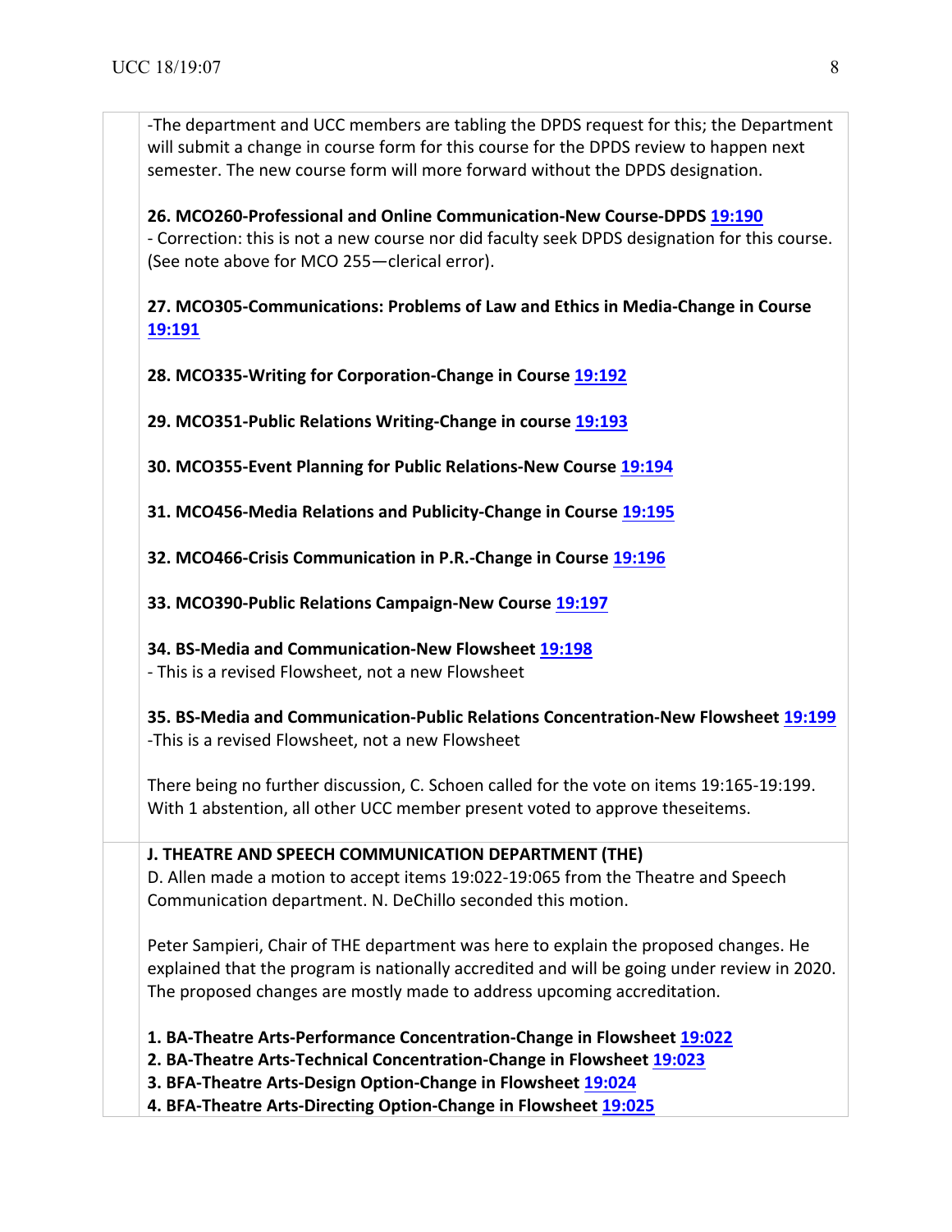-The department and UCC members are tabling the DPDS request for this; the Department will submit a change in course form for this course for the DPDS review to happen next semester. The new course form will more forward without the DPDS designation.

**26. MCO260-Professional and Online Communication-New Course-DPDS 19:190**
- Correction: this is not a new course nor did faculty seek DPDS designation for this course. (See note above for MCO 255—clerical error).

**27. MCO305-Communications: Problems of Law and Ethics in Media-Change in Course 19:191**

**28. MCO335-Writing for Corporation-Change in Course 19:192**

**29. MCO351-Public Relations Writing-Change in course 19:193**

**30. MCO355-Event Planning for Public Relations-New Course 19:194**

**31. MCO456-Media Relations and Publicity-Change in Course 19:195**

**32. MCO466-Crisis Communication in P.R.-Change in Course 19:196**

**33. MCO390-Public Relations Campaign-New Course 19:197**

**34. BS-Media and Communication-New Flowsheet 19:198**
- This is a revised Flowsheet, not a new Flowsheet

**35. BS-Media and Communication-Public Relations Concentration-New Flowsheet 19:199**
-This is a revised Flowsheet, not a new Flowsheet

There being no further discussion, C. Schoen called for the vote on items 19:165-19:199. With 1 abstention, all other UCC member present voted to approve theseitems.

**J. THEATRE AND SPEECH COMMUNICATION DEPARTMENT (THE)**
D. Allen made a motion to accept items 19:022-19:065 from the Theatre and Speech Communication department. N. DeChillo seconded this motion.

Peter Sampieri, Chair of THE department was here to explain the proposed changes. He explained that the program is nationally accredited and will be going under review in 2020. The proposed changes are mostly made to address upcoming accreditation.

**1. BA-Theatre Arts-Performance Concentration-Change in Flowsheet 19:022**
**2. BA-Theatre Arts-Technical Concentration-Change in Flowsheet 19:023**
**3. BFA-Theatre Arts-Design Option-Change in Flowsheet 19:024**
**4. BFA-Theatre Arts-Directing Option-Change in Flowsheet 19:025**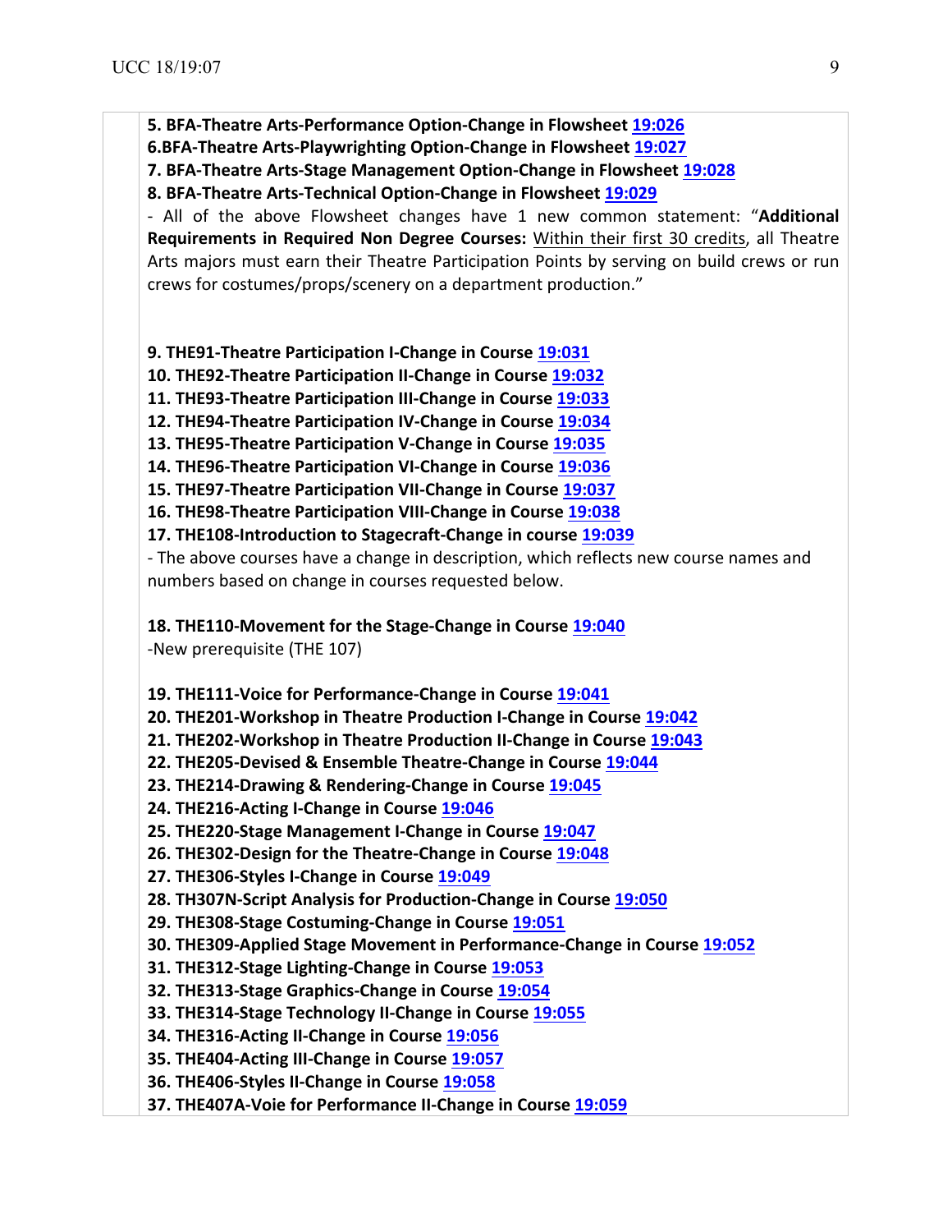**5. BFA-Theatre Arts-Performance Option-Change in Flowsheet 19:026**
**6.BFA-Theatre Arts-Playwrighting Option-Change in Flowsheet 19:027**
**7. BFA-Theatre Arts-Stage Management Option-Change in Flowsheet 19:028**
**8. BFA-Theatre Arts-Technical Option-Change in Flowsheet 19:029**

- All of the above Flowsheet changes have 1 new common statement: "**Additional Requirements in Required Non Degree Courses:** Within their first 30 credits, all Theatre Arts majors must earn their Theatre Participation Points by serving on build crews or run crews for costumes/props/scenery on a department production."

**9. THE91-Theatre Participation I-Change in Course 19:031**
**10. THE92-Theatre Participation II-Change in Course 19:032**
**11. THE93-Theatre Participation III-Change in Course 19:033**
**12. THE94-Theatre Participation IV-Change in Course 19:034**
**13. THE95-Theatre Participation V-Change in Course 19:035**
**14. THE96-Theatre Participation VI-Change in Course 19:036**
**15. THE97-Theatre Participation VII-Change in Course 19:037**
**16. THE98-Theatre Participation VIII-Change in Course 19:038**
**17. THE108-Introduction to Stagecraft-Change in course 19:039**

- The above courses have a change in description, which reflects new course names and numbers based on change in courses requested below.

**18. THE110-Movement for the Stage-Change in Course 19:040**
-New prerequisite (THE 107)

**19. THE111-Voice for Performance-Change in Course 19:041**
**20. THE201-Workshop in Theatre Production I-Change in Course 19:042**
**21. THE202-Workshop in Theatre Production II-Change in Course 19:043**
**22. THE205-Devised & Ensemble Theatre-Change in Course 19:044**
**23. THE214-Drawing & Rendering-Change in Course 19:045**
**24. THE216-Acting I-Change in Course 19:046**
**25. THE220-Stage Management I-Change in Course 19:047**
**26. THE302-Design for the Theatre-Change in Course 19:048**
**27. THE306-Styles I-Change in Course 19:049**
**28. TH307N-Script Analysis for Production-Change in Course 19:050**
**29. THE308-Stage Costuming-Change in Course 19:051**
**30. THE309-Applied Stage Movement in Performance-Change in Course 19:052**
**31. THE312-Stage Lighting-Change in Course 19:053**
**32. THE313-Stage Graphics-Change in Course 19:054**
**33. THE314-Stage Technology II-Change in Course 19:055**
**34. THE316-Acting II-Change in Course 19:056**
**35. THE404-Acting III-Change in Course 19:057**
**36. THE406-Styles II-Change in Course 19:058**
**37. THE407A-Voie for Performance II-Change in Course 19:059**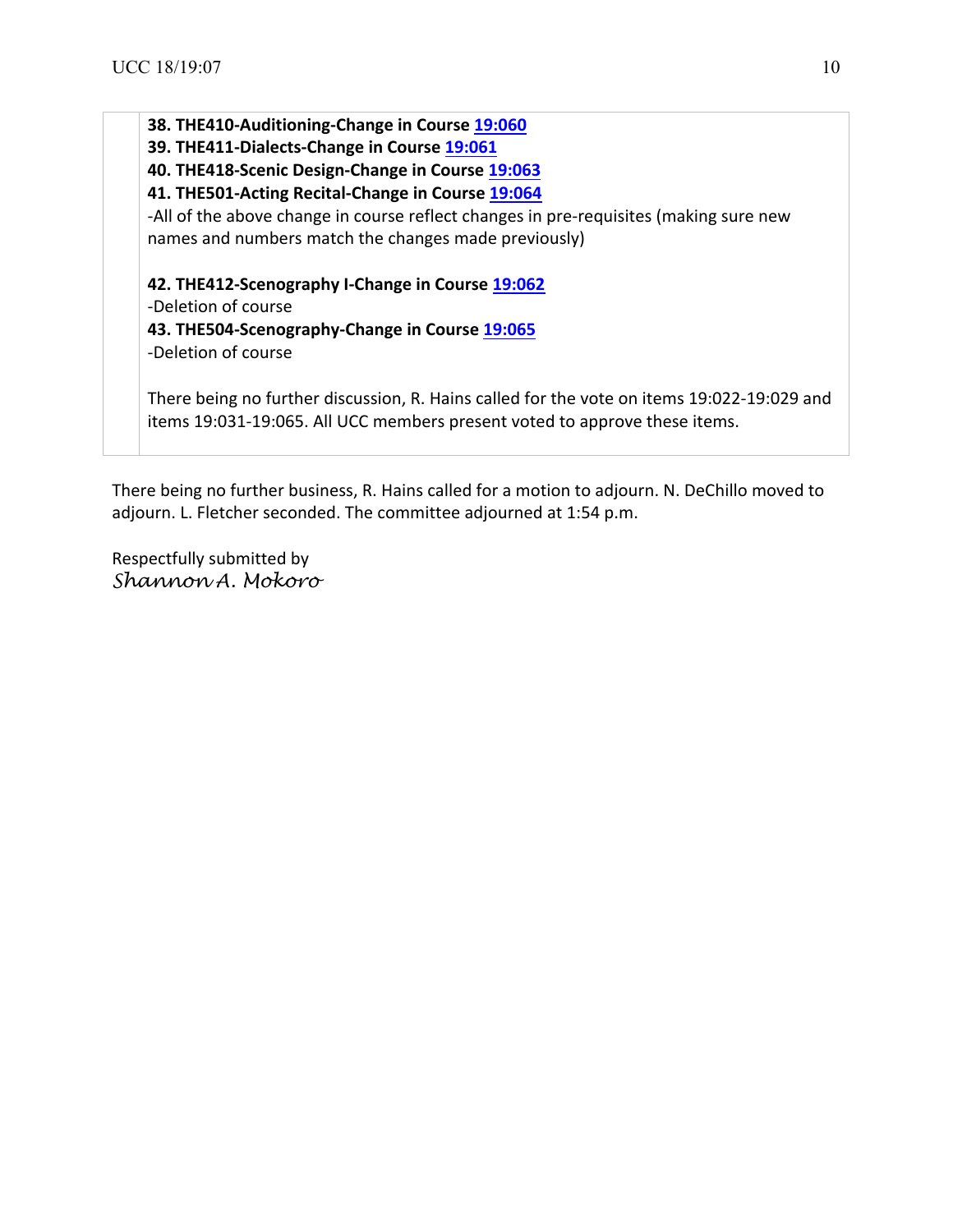**38. THE410-Auditioning-Change in Course 19:060**
**39. THE411-Dialects-Change in Course 19:061**
**40. THE418-Scenic Design-Change in Course 19:063**
**41. THE501-Acting Recital-Change in Course 19:064**
-All of the above change in course reflect changes in pre-requisites (making sure new names and numbers match the changes made previously)

**42. THE412-Scenography I-Change in Course 19:062**
-Deletion of course
**43. THE504-Scenography-Change in Course 19:065**
-Deletion of course

There being no further discussion, R. Hains called for the vote on items 19:022-19:029 and items 19:031-19:065. All UCC members present voted to approve these items.

There being no further business, R. Hains called for a motion to adjourn. N. DeChillo moved to adjourn. L. Fletcher seconded. The committee adjourned at 1:54 p.m.

Respectfully submitted by
*Shannon A. Mokoro*